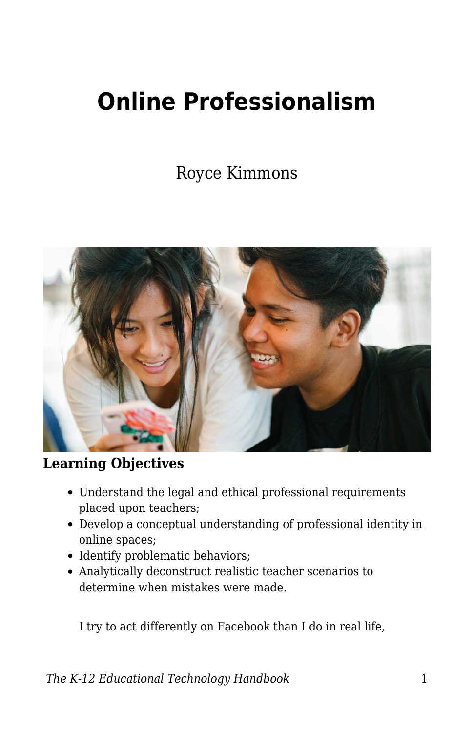# Online Professionalism

Royce Kimmons

**Learning Objectives**

- Understand the legal and ethical professional requirements placed upon teachers;
- Develop a conceptual understanding of professional identity in online spaces;
- Identify problematic behaviors;
- Analytically deconstruct realistic teacher scenarios to determine when mistakes were made.

I try to act differently on Facebook than I do in real life,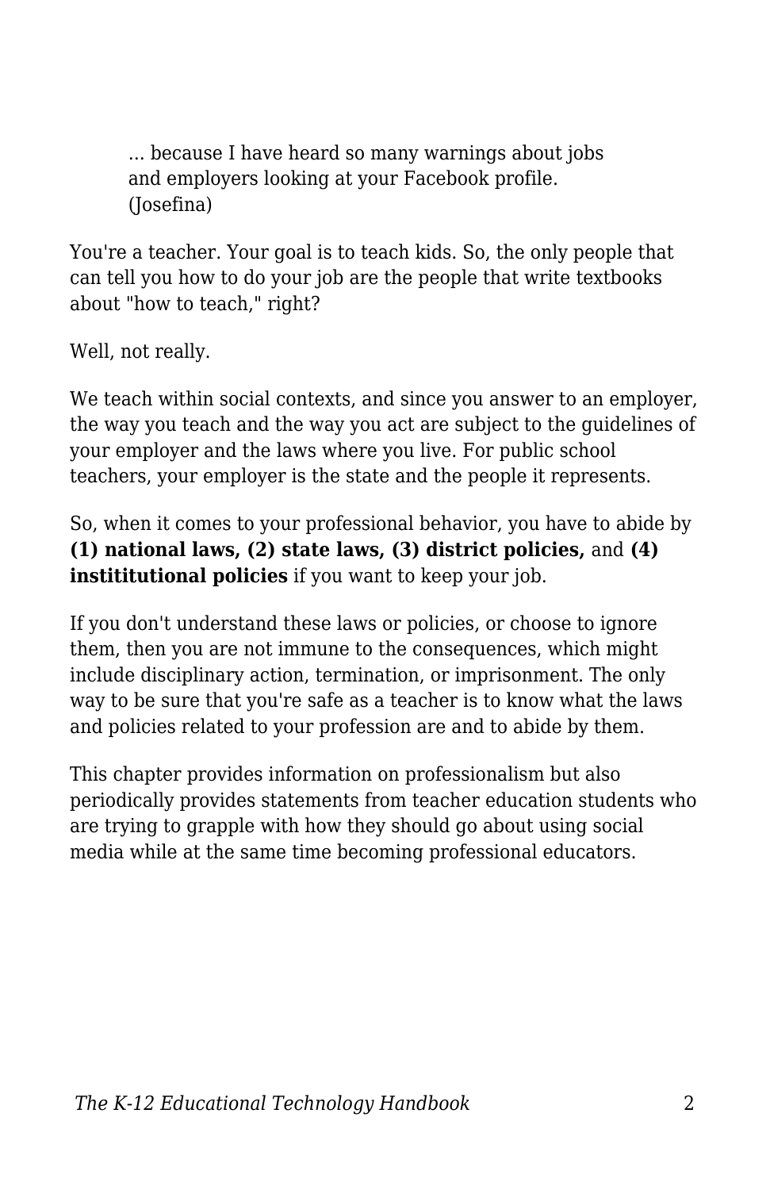> ... because I have heard so many warnings about jobs and employers looking at your Facebook profile. (Josefina)

You're a teacher. Your goal is to teach kids. So, the only people that can tell you how to do your job are the people that write textbooks about "how to teach," right?

Well, not really.

We teach within social contexts, and since you answer to an employer, the way you teach and the way you act are subject to the guidelines of your employer and the laws where you live. For public school teachers, your employer is the state and the people it represents.

So, when it comes to your professional behavior, you have to abide by **(1) national laws, (2) state laws, (3) district policies,** and **(4) instititutional policies** if you want to keep your job.

If you don't understand these laws or policies, or choose to ignore them, then you are not immune to the consequences, which might include disciplinary action, termination, or imprisonment. The only way to be sure that you're safe as a teacher is to know what the laws and policies related to your profession are and to abide by them.

This chapter provides information on professionalism but also periodically provides statements from teacher education students who are trying to grapple with how they should go about using social media while at the same time becoming professional educators.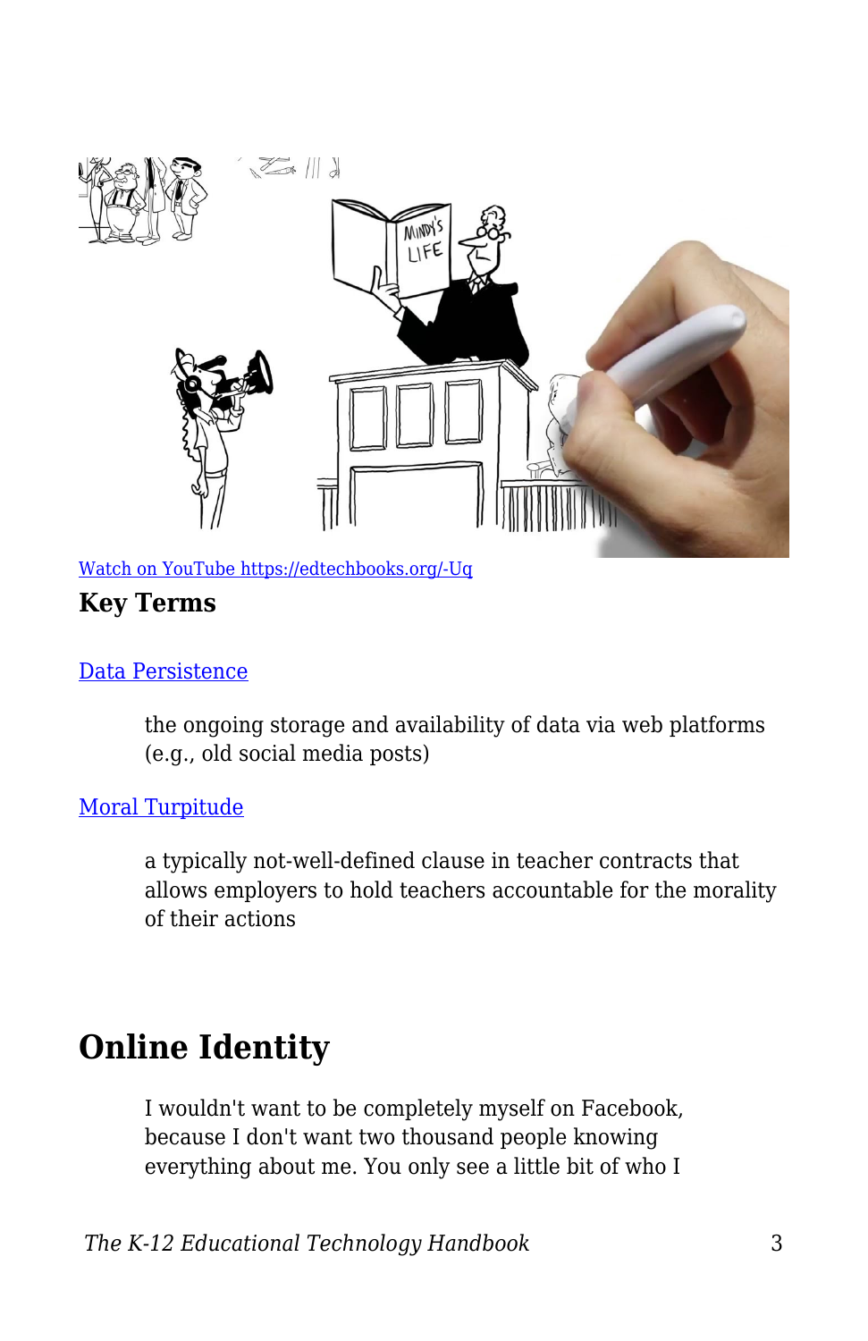[Watch on YouTube https://edtechbooks.org/-Uq](https://edtechbooks.org/-Uq)

**Key Terms**

[Data Persistence](#)

> the ongoing storage and availability of data via web platforms (e.g., old social media posts)

[Moral Turpitude](#)

> a typically not-well-defined clause in teacher contracts that allows employers to hold teachers accountable for the morality of their actions

## Online Identity

> I wouldn't want to be completely myself on Facebook, because I don't want two thousand people knowing everything about me. You only see a little bit of who I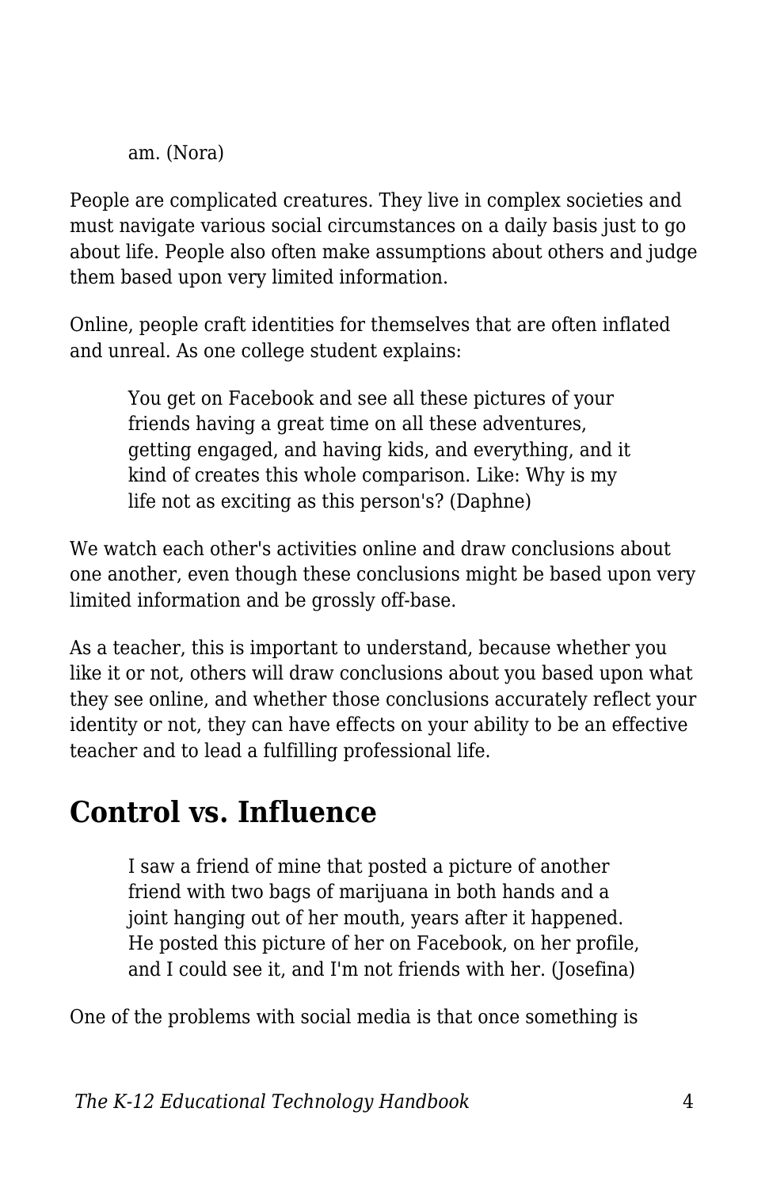> am. (Nora)

People are complicated creatures. They live in complex societies and must navigate various social circumstances on a daily basis just to go about life. People also often make assumptions about others and judge them based upon very limited information.

Online, people craft identities for themselves that are often inflated and unreal. As one college student explains:

> You get on Facebook and see all these pictures of your friends having a great time on all these adventures, getting engaged, and having kids, and everything, and it kind of creates this whole comparison. Like: Why is my life not as exciting as this person's? (Daphne)

We watch each other's activities online and draw conclusions about one another, even though these conclusions might be based upon very limited information and be grossly off-base.

As a teacher, this is important to understand, because whether you like it or not, others will draw conclusions about you based upon what they see online, and whether those conclusions accurately reflect your identity or not, they can have effects on your ability to be an effective teacher and to lead a fulfilling professional life.

## Control vs. Influence

> I saw a friend of mine that posted a picture of another friend with two bags of marijuana in both hands and a joint hanging out of her mouth, years after it happened. He posted this picture of her on Facebook, on her profile, and I could see it, and I'm not friends with her. (Josefina)

One of the problems with social media is that once something is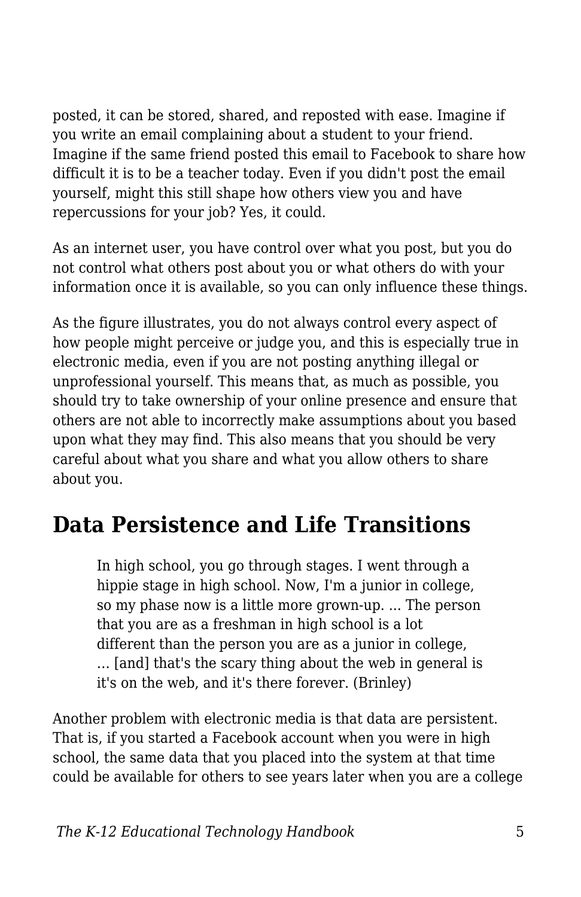posted, it can be stored, shared, and reposted with ease. Imagine if you write an email complaining about a student to your friend. Imagine if the same friend posted this email to Facebook to share how difficult it is to be a teacher today. Even if you didn't post the email yourself, might this still shape how others view you and have repercussions for your job? Yes, it could.

As an internet user, you have control over what you post, but you do not control what others post about you or what others do with your information once it is available, so you can only influence these things.

As the figure illustrates, you do not always control every aspect of how people might perceive or judge you, and this is especially true in electronic media, even if you are not posting anything illegal or unprofessional yourself. This means that, as much as possible, you should try to take ownership of your online presence and ensure that others are not able to incorrectly make assumptions about you based upon what they may find. This also means that you should be very careful about what you share and what you allow others to share about you.

## Data Persistence and Life Transitions

> In high school, you go through stages. I went through a hippie stage in high school. Now, I'm a junior in college, so my phase now is a little more grown-up. ... The person that you are as a freshman in high school is a lot different than the person you are as a junior in college, ... [and] that's the scary thing about the web in general is it's on the web, and it's there forever. (Brinley)

Another problem with electronic media is that data are persistent. That is, if you started a Facebook account when you were in high school, the same data that you placed into the system at that time could be available for others to see years later when you are a college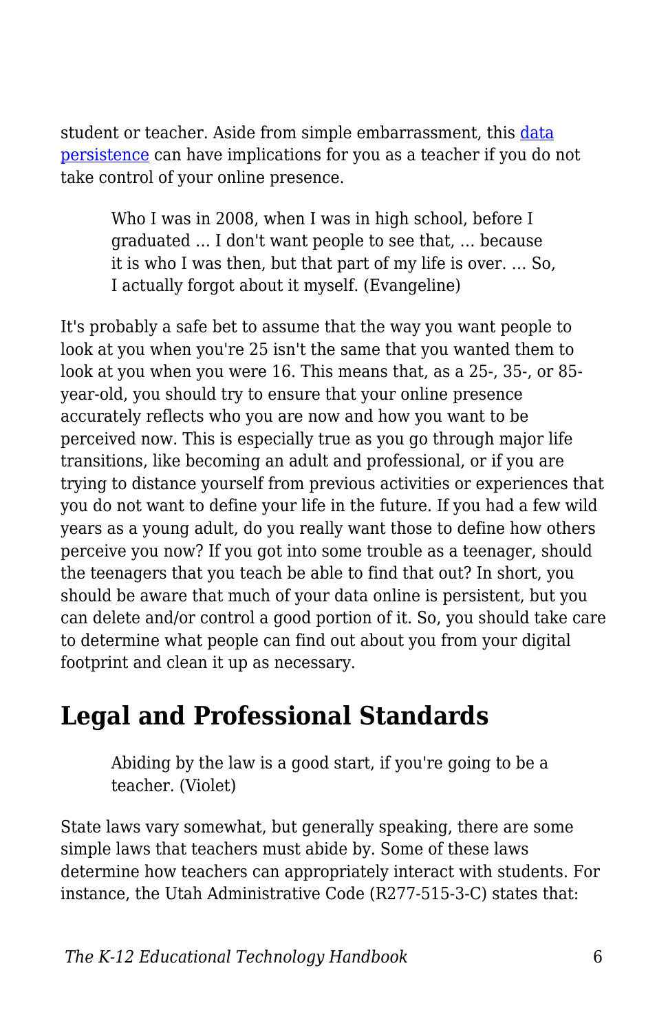student or teacher. Aside from simple embarrassment, this [data persistence]() can have implications for you as a teacher if you do not take control of your online presence.

> Who I was in 2008, when I was in high school, before I graduated … I don't want people to see that, … because it is who I was then, but that part of my life is over. … So, I actually forgot about it myself. (Evangeline)

It's probably a safe bet to assume that the way you want people to look at you when you're 25 isn't the same that you wanted them to look at you when you were 16. This means that, as a 25-, 35-, or 85-year-old, you should try to ensure that your online presence accurately reflects who you are now and how you want to be perceived now. This is especially true as you go through major life transitions, like becoming an adult and professional, or if you are trying to distance yourself from previous activities or experiences that you do not want to define your life in the future. If you had a few wild years as a young adult, do you really want those to define how others perceive you now? If you got into some trouble as a teenager, should the teenagers that you teach be able to find that out? In short, you should be aware that much of your data online is persistent, but you can delete and/or control a good portion of it. So, you should take care to determine what people can find out about you from your digital footprint and clean it up as necessary.

## Legal and Professional Standards

> Abiding by the law is a good start, if you're going to be a teacher. (Violet)

State laws vary somewhat, but generally speaking, there are some simple laws that teachers must abide by. Some of these laws determine how teachers can appropriately interact with students. For instance, the Utah Administrative Code (R277-515-3-C) states that: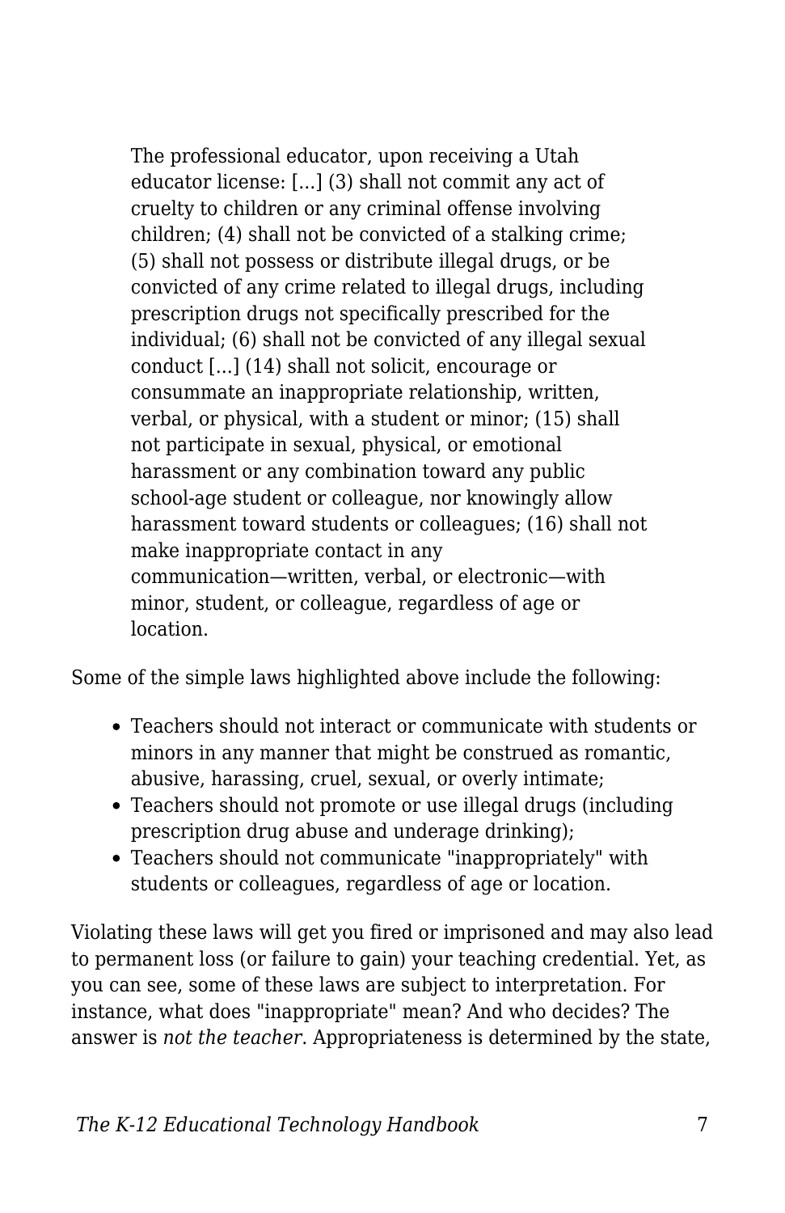> The professional educator, upon receiving a Utah educator license: [...] (3) shall not commit any act of cruelty to children or any criminal offense involving children; (4) shall not be convicted of a stalking crime; (5) shall not possess or distribute illegal drugs, or be convicted of any crime related to illegal drugs, including prescription drugs not specifically prescribed for the individual; (6) shall not be convicted of any illegal sexual conduct [...] (14) shall not solicit, encourage or consummate an inappropriate relationship, written, verbal, or physical, with a student or minor; (15) shall not participate in sexual, physical, or emotional harassment or any combination toward any public school-age student or colleague, nor knowingly allow harassment toward students or colleagues; (16) shall not make inappropriate contact in any communication—written, verbal, or electronic—with minor, student, or colleague, regardless of age or location.

Some of the simple laws highlighted above include the following:

- Teachers should not interact or communicate with students or minors in any manner that might be construed as romantic, abusive, harassing, cruel, sexual, or overly intimate;
- Teachers should not promote or use illegal drugs (including prescription drug abuse and underage drinking);
- Teachers should not communicate "inappropriately" with students or colleagues, regardless of age or location.

Violating these laws will get you fired or imprisoned and may also lead to permanent loss (or failure to gain) your teaching credential. Yet, as you can see, some of these laws are subject to interpretation. For instance, what does "inappropriate" mean? And who decides? The answer is *not the teacher*. Appropriateness is determined by the state,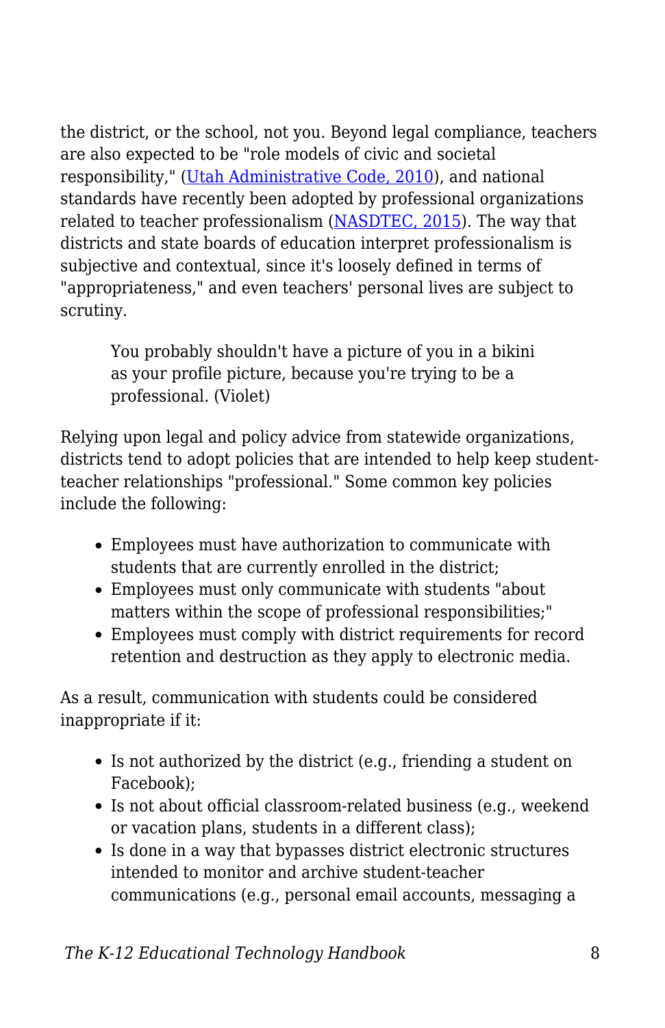the district, or the school, not you. Beyond legal compliance, teachers are also expected to be "role models of civic and societal responsibility," (Utah Administrative Code, 2010), and national standards have recently been adopted by professional organizations related to teacher professionalism (NASDTEC, 2015). The way that districts and state boards of education interpret professionalism is subjective and contextual, since it's loosely defined in terms of "appropriateness," and even teachers' personal lives are subject to scrutiny.

> You probably shouldn't have a picture of you in a bikini as your profile picture, because you're trying to be a professional. (Violet)

Relying upon legal and policy advice from statewide organizations, districts tend to adopt policies that are intended to help keep student-teacher relationships "professional." Some common key policies include the following:

- Employees must have authorization to communicate with students that are currently enrolled in the district;
- Employees must only communicate with students "about matters within the scope of professional responsibilities;"
- Employees must comply with district requirements for record retention and destruction as they apply to electronic media.

As a result, communication with students could be considered inappropriate if it:

- Is not authorized by the district (e.g., friending a student on Facebook);
- Is not about official classroom-related business (e.g., weekend or vacation plans, students in a different class);
- Is done in a way that bypasses district electronic structures intended to monitor and archive student-teacher communications (e.g., personal email accounts, messaging a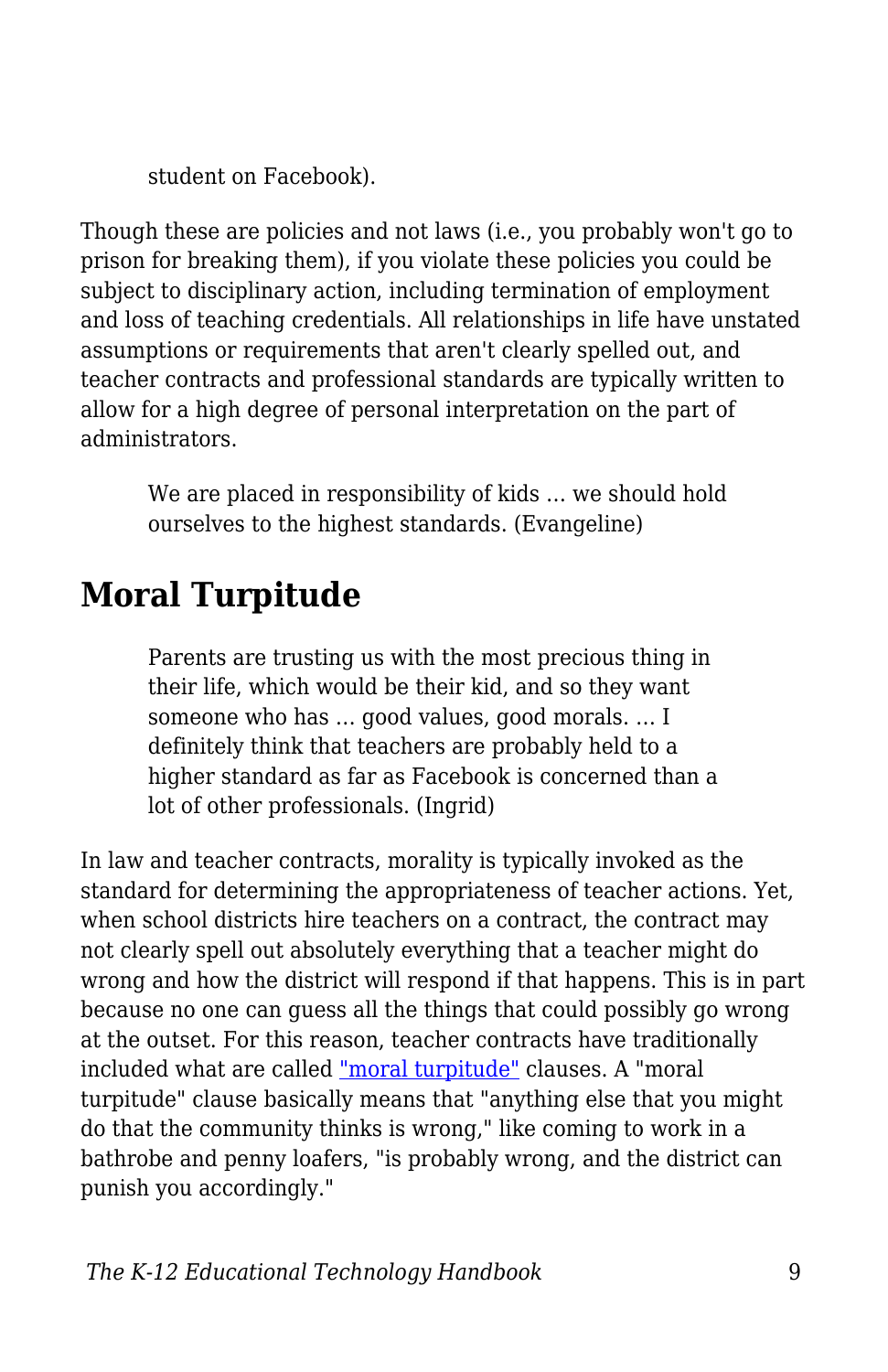> student on Facebook).

Though these are policies and not laws (i.e., you probably won't go to prison for breaking them), if you violate these policies you could be subject to disciplinary action, including termination of employment and loss of teaching credentials. All relationships in life have unstated assumptions or requirements that aren't clearly spelled out, and teacher contracts and professional standards are typically written to allow for a high degree of personal interpretation on the part of administrators.

> We are placed in responsibility of kids … we should hold ourselves to the highest standards. (Evangeline)

## Moral Turpitude

> Parents are trusting us with the most precious thing in their life, which would be their kid, and so they want someone who has … good values, good morals. … I definitely think that teachers are probably held to a higher standard as far as Facebook is concerned than a lot of other professionals. (Ingrid)

In law and teacher contracts, morality is typically invoked as the standard for determining the appropriateness of teacher actions. Yet, when school districts hire teachers on a contract, the contract may not clearly spell out absolutely everything that a teacher might do wrong and how the district will respond if that happens. This is in part because no one can guess all the things that could possibly go wrong at the outset. For this reason, teacher contracts have traditionally included what are called "moral turpitude" clauses. A "moral turpitude" clause basically means that "anything else that you might do that the community thinks is wrong," like coming to work in a bathrobe and penny loafers, "is probably wrong, and the district can punish you accordingly."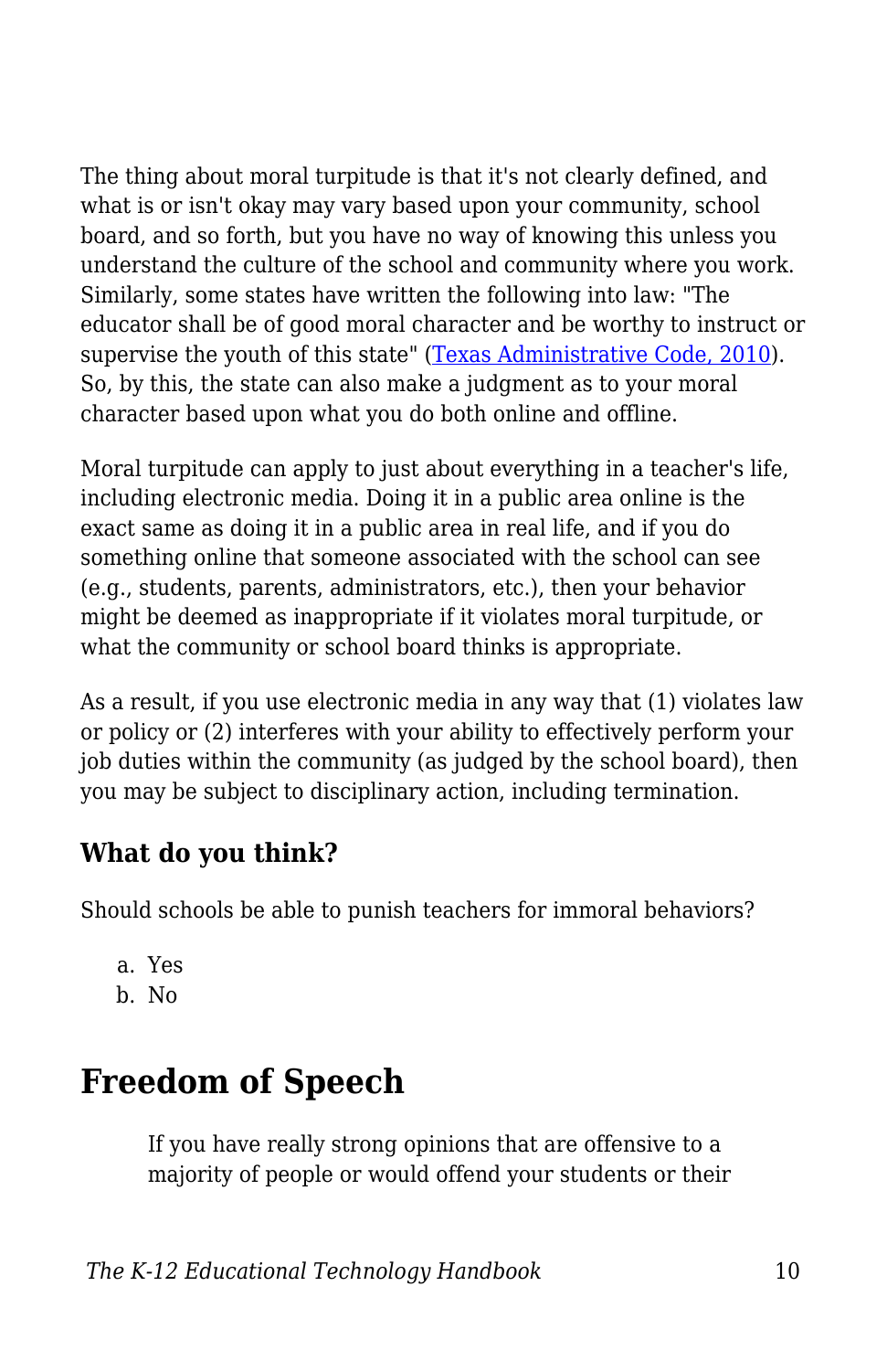The thing about moral turpitude is that it's not clearly defined, and what is or isn't okay may vary based upon your community, school board, and so forth, but you have no way of knowing this unless you understand the culture of the school and community where you work. Similarly, some states have written the following into law: "The educator shall be of good moral character and be worthy to instruct or supervise the youth of this state" (Texas Administrative Code, 2010). So, by this, the state can also make a judgment as to your moral character based upon what you do both online and offline.

Moral turpitude can apply to just about everything in a teacher's life, including electronic media. Doing it in a public area online is the exact same as doing it in a public area in real life, and if you do something online that someone associated with the school can see (e.g., students, parents, administrators, etc.), then your behavior might be deemed as inappropriate if it violates moral turpitude, or what the community or school board thinks is appropriate.

As a result, if you use electronic media in any way that (1) violates law or policy or (2) interferes with your ability to effectively perform your job duties within the community (as judged by the school board), then you may be subject to disciplinary action, including termination.

### What do you think?

Should schools be able to punish teachers for immoral behaviors?

a. Yes
b. No

## Freedom of Speech

> If you have really strong opinions that are offensive to a majority of people or would offend your students or their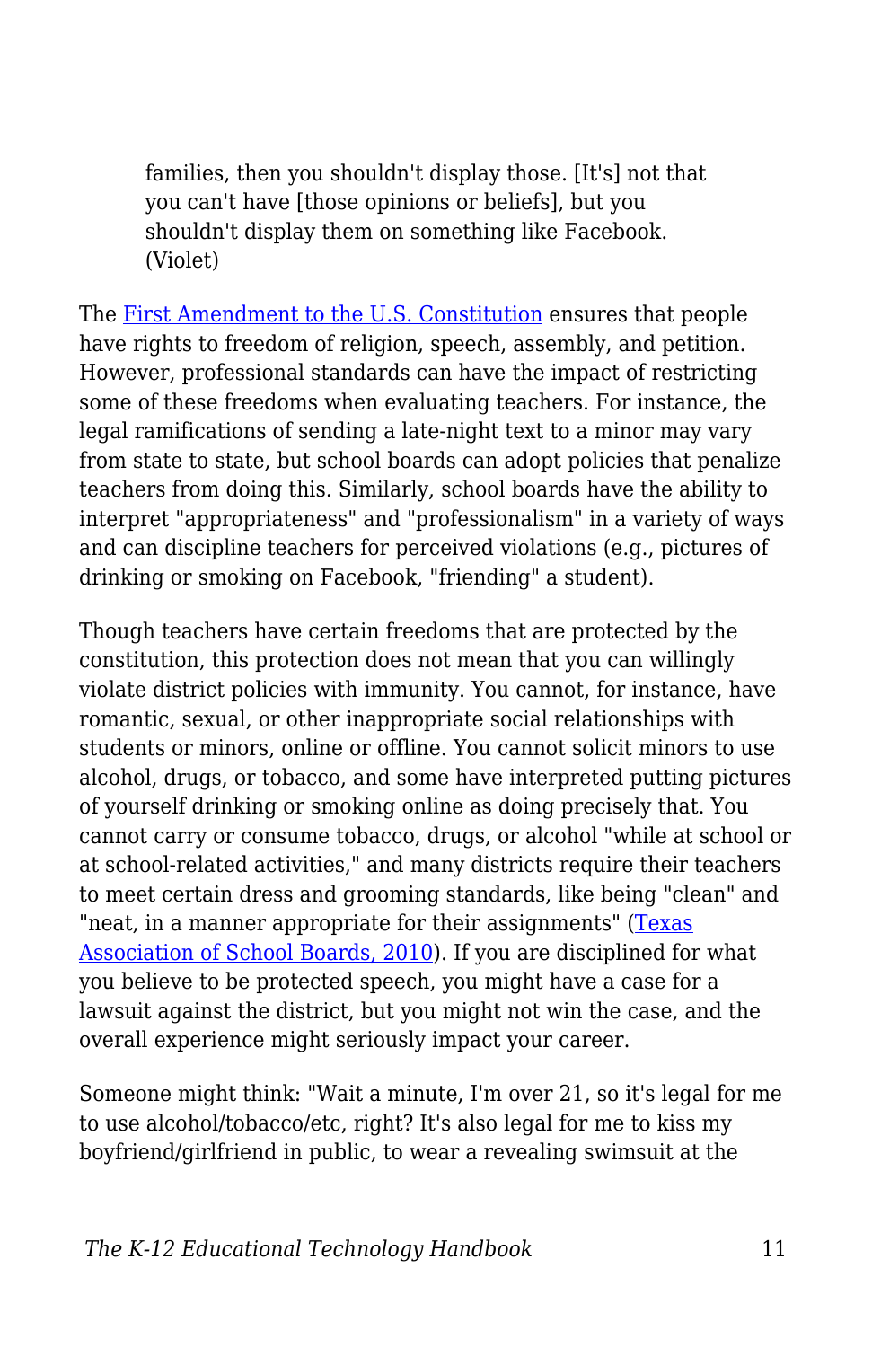> families, then you shouldn't display those. [It's] not that you can't have [those opinions or beliefs], but you shouldn't display them on something like Facebook. (Violet)

The [First Amendment to the U.S. Constitution](#) ensures that people have rights to freedom of religion, speech, assembly, and petition. However, professional standards can have the impact of restricting some of these freedoms when evaluating teachers. For instance, the legal ramifications of sending a late-night text to a minor may vary from state to state, but school boards can adopt policies that penalize teachers from doing this. Similarly, school boards have the ability to interpret "appropriateness" and "professionalism" in a variety of ways and can discipline teachers for perceived violations (e.g., pictures of drinking or smoking on Facebook, "friending" a student).

Though teachers have certain freedoms that are protected by the constitution, this protection does not mean that you can willingly violate district policies with immunity. You cannot, for instance, have romantic, sexual, or other inappropriate social relationships with students or minors, online or offline. You cannot solicit minors to use alcohol, drugs, or tobacco, and some have interpreted putting pictures of yourself drinking or smoking online as doing precisely that. You cannot carry or consume tobacco, drugs, or alcohol "while at school or at school-related activities," and many districts require their teachers to meet certain dress and grooming standards, like being "clean" and "neat, in a manner appropriate for their assignments" ([Texas Association of School Boards, 2010](#)). If you are disciplined for what you believe to be protected speech, you might have a case for a lawsuit against the district, but you might not win the case, and the overall experience might seriously impact your career.

Someone might think: "Wait a minute, I'm over 21, so it's legal for me to use alcohol/tobacco/etc, right? It's also legal for me to kiss my boyfriend/girlfriend in public, to wear a revealing swimsuit at the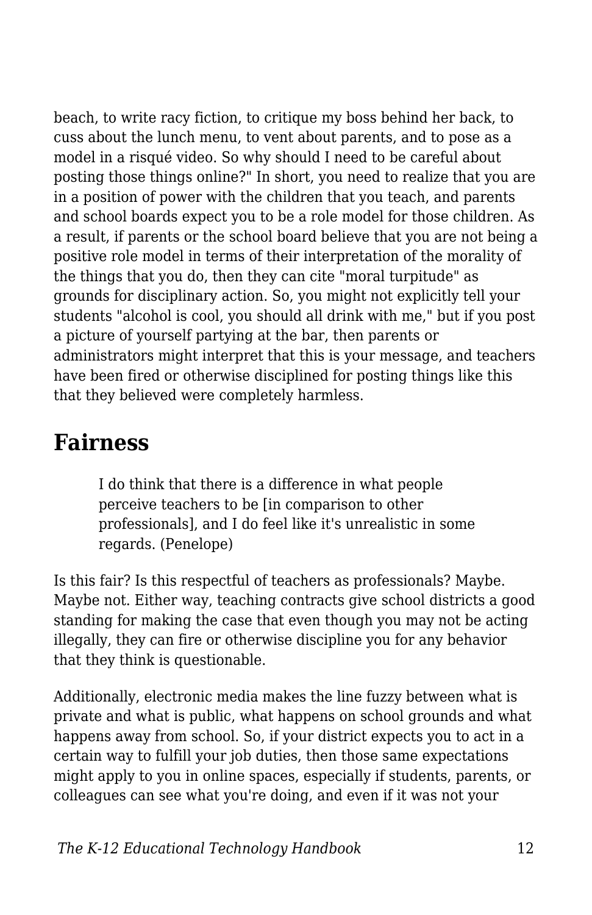beach, to write racy fiction, to critique my boss behind her back, to cuss about the lunch menu, to vent about parents, and to pose as a model in a risqué video. So why should I need to be careful about posting those things online?" In short, you need to realize that you are in a position of power with the children that you teach, and parents and school boards expect you to be a role model for those children. As a result, if parents or the school board believe that you are not being a positive role model in terms of their interpretation of the morality of the things that you do, then they can cite "moral turpitude" as grounds for disciplinary action. So, you might not explicitly tell your students "alcohol is cool, you should all drink with me," but if you post a picture of yourself partying at the bar, then parents or administrators might interpret that this is your message, and teachers have been fired or otherwise disciplined for posting things like this that they believed were completely harmless.

## Fairness

> I do think that there is a difference in what people perceive teachers to be [in comparison to other professionals], and I do feel like it's unrealistic in some regards. (Penelope)

Is this fair? Is this respectful of teachers as professionals? Maybe. Maybe not. Either way, teaching contracts give school districts a good standing for making the case that even though you may not be acting illegally, they can fire or otherwise discipline you for any behavior that they think is questionable.

Additionally, electronic media makes the line fuzzy between what is private and what is public, what happens on school grounds and what happens away from school. So, if your district expects you to act in a certain way to fulfill your job duties, then those same expectations might apply to you in online spaces, especially if students, parents, or colleagues can see what you're doing, and even if it was not your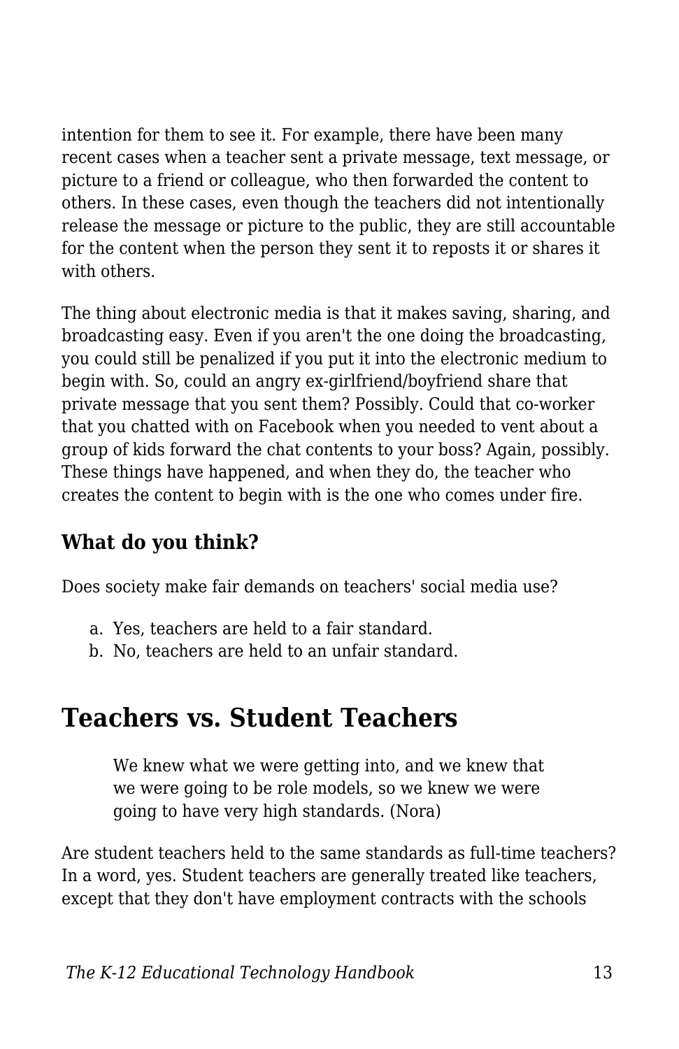intention for them to see it. For example, there have been many recent cases when a teacher sent a private message, text message, or picture to a friend or colleague, who then forwarded the content to others. In these cases, even though the teachers did not intentionally release the message or picture to the public, they are still accountable for the content when the person they sent it to reposts it or shares it with others.

The thing about electronic media is that it makes saving, sharing, and broadcasting easy. Even if you aren't the one doing the broadcasting, you could still be penalized if you put it into the electronic medium to begin with. So, could an angry ex-girlfriend/boyfriend share that private message that you sent them? Possibly. Could that co-worker that you chatted with on Facebook when you needed to vent about a group of kids forward the chat contents to your boss? Again, possibly. These things have happened, and when they do, the teacher who creates the content to begin with is the one who comes under fire.

### What do you think?

Does society make fair demands on teachers' social media use?

a. Yes, teachers are held to a fair standard.
b. No, teachers are held to an unfair standard.

## Teachers vs. Student Teachers

> We knew what we were getting into, and we knew that we were going to be role models, so we knew we were going to have very high standards. (Nora)

Are student teachers held to the same standards as full-time teachers? In a word, yes. Student teachers are generally treated like teachers, except that they don't have employment contracts with the schools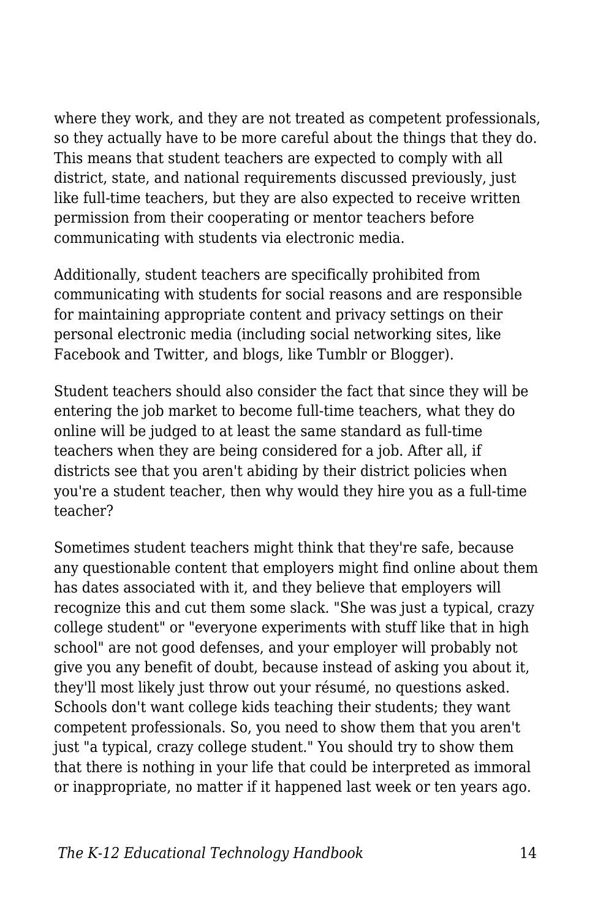where they work, and they are not treated as competent professionals, so they actually have to be more careful about the things that they do. This means that student teachers are expected to comply with all district, state, and national requirements discussed previously, just like full-time teachers, but they are also expected to receive written permission from their cooperating or mentor teachers before communicating with students via electronic media.

Additionally, student teachers are specifically prohibited from communicating with students for social reasons and are responsible for maintaining appropriate content and privacy settings on their personal electronic media (including social networking sites, like Facebook and Twitter, and blogs, like Tumblr or Blogger).

Student teachers should also consider the fact that since they will be entering the job market to become full-time teachers, what they do online will be judged to at least the same standard as full-time teachers when they are being considered for a job. After all, if districts see that you aren't abiding by their district policies when you're a student teacher, then why would they hire you as a full-time teacher?

Sometimes student teachers might think that they're safe, because any questionable content that employers might find online about them has dates associated with it, and they believe that employers will recognize this and cut them some slack. "She was just a typical, crazy college student" or "everyone experiments with stuff like that in high school" are not good defenses, and your employer will probably not give you any benefit of doubt, because instead of asking you about it, they'll most likely just throw out your résumé, no questions asked. Schools don't want college kids teaching their students; they want competent professionals. So, you need to show them that you aren't just "a typical, crazy college student." You should try to show them that there is nothing in your life that could be interpreted as immoral or inappropriate, no matter if it happened last week or ten years ago.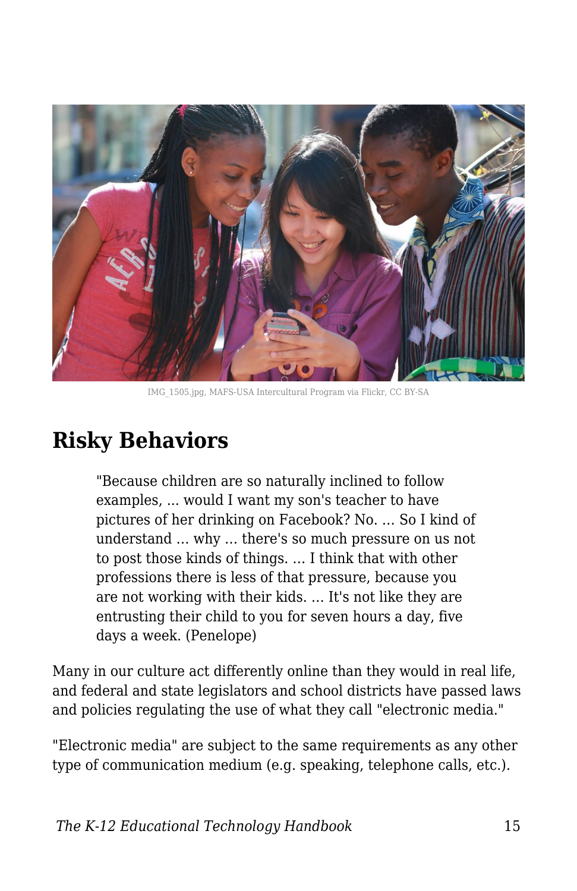IMG_1505.jpg, MAFS-USA Intercultural Program via Flickr, CC BY-SA

## Risky Behaviors

> "Because children are so naturally inclined to follow examples, ... would I want my son's teacher to have pictures of her drinking on Facebook? No. ... So I kind of understand ... why ... there's so much pressure on us not to post those kinds of things. ... I think that with other professions there is less of that pressure, because you are not working with their kids. ... It's not like they are entrusting their child to you for seven hours a day, five days a week. (Penelope)

Many in our culture act differently online than they would in real life, and federal and state legislators and school districts have passed laws and policies regulating the use of what they call "electronic media."

"Electronic media" are subject to the same requirements as any other type of communication medium (e.g. speaking, telephone calls, etc.).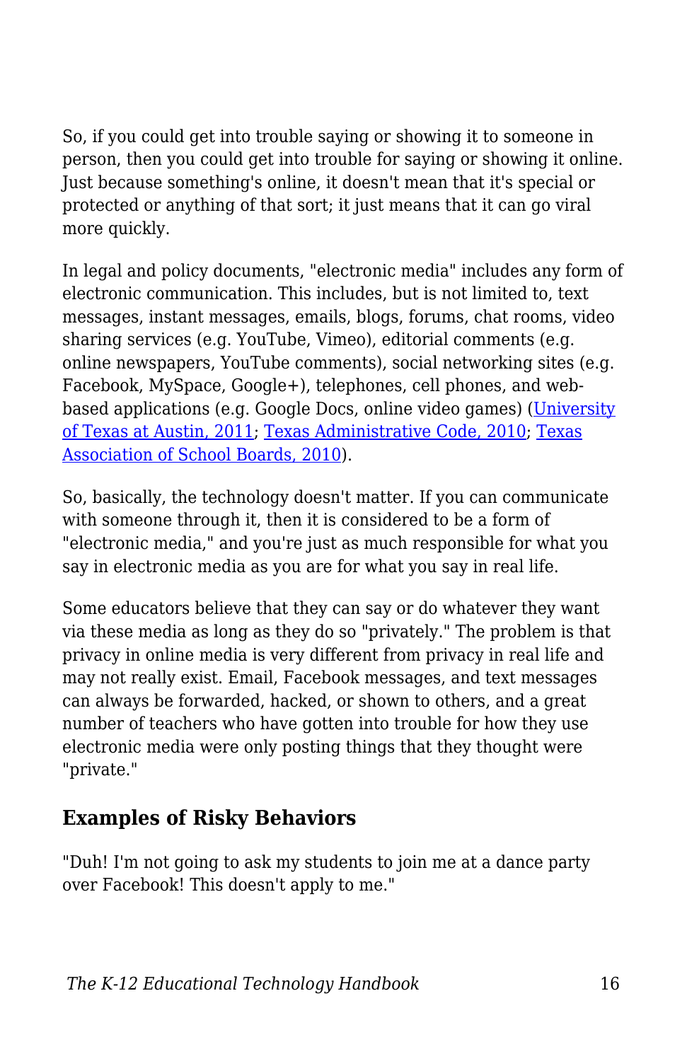So, if you could get into trouble saying or showing it to someone in person, then you could get into trouble for saying or showing it online. Just because something's online, it doesn't mean that it's special or protected or anything of that sort; it just means that it can go viral more quickly.

In legal and policy documents, "electronic media" includes any form of electronic communication. This includes, but is not limited to, text messages, instant messages, emails, blogs, forums, chat rooms, video sharing services (e.g. YouTube, Vimeo), editorial comments (e.g. online newspapers, YouTube comments), social networking sites (e.g. Facebook, MySpace, Google+), telephones, cell phones, and web-based applications (e.g. Google Docs, online video games) (University of Texas at Austin, 2011; Texas Administrative Code, 2010; Texas Association of School Boards, 2010).

So, basically, the technology doesn't matter. If you can communicate with someone through it, then it is considered to be a form of "electronic media," and you're just as much responsible for what you say in electronic media as you are for what you say in real life.

Some educators believe that they can say or do whatever they want via these media as long as they do so "privately." The problem is that privacy in online media is very different from privacy in real life and may not really exist. Email, Facebook messages, and text messages can always be forwarded, hacked, or shown to others, and a great number of teachers who have gotten into trouble for how they use electronic media were only posting things that they thought were "private."

### Examples of Risky Behaviors

"Duh! I'm not going to ask my students to join me at a dance party over Facebook! This doesn't apply to me."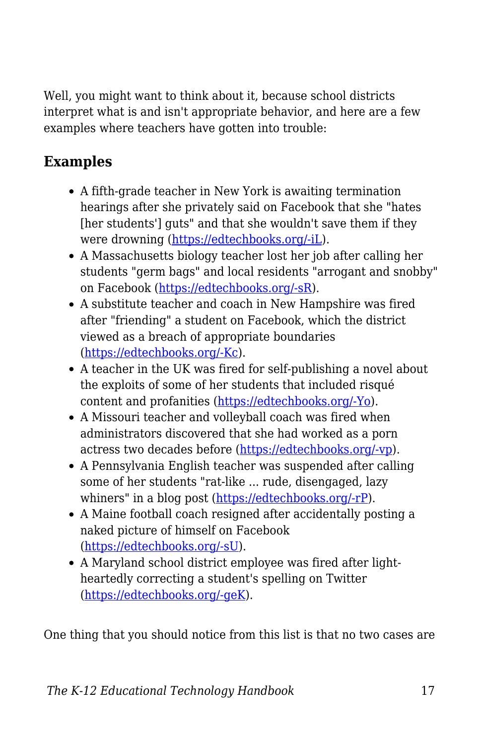Well, you might want to think about it, because school districts interpret what is and isn't appropriate behavior, and here are a few examples where teachers have gotten into trouble:

### Examples

- A fifth-grade teacher in New York is awaiting termination hearings after she privately said on Facebook that she "hates [her students'] guts" and that she wouldn't save them if they were drowning (https://edtechbooks.org/-iL).
- A Massachusetts biology teacher lost her job after calling her students "germ bags" and local residents "arrogant and snobby" on Facebook (https://edtechbooks.org/-sR).
- A substitute teacher and coach in New Hampshire was fired after "friending" a student on Facebook, which the district viewed as a breach of appropriate boundaries (https://edtechbooks.org/-Kc).
- A teacher in the UK was fired for self-publishing a novel about the exploits of some of her students that included risqué content and profanities (https://edtechbooks.org/-Yo).
- A Missouri teacher and volleyball coach was fired when administrators discovered that she had worked as a porn actress two decades before (https://edtechbooks.org/-vp).
- A Pennsylvania English teacher was suspended after calling some of her students "rat-like ... rude, disengaged, lazy whiners" in a blog post (https://edtechbooks.org/-rP).
- A Maine football coach resigned after accidentally posting a naked picture of himself on Facebook (https://edtechbooks.org/-sU).
- A Maryland school district employee was fired after light-heartedly correcting a student's spelling on Twitter (https://edtechbooks.org/-geK).

One thing that you should notice from this list is that no two cases are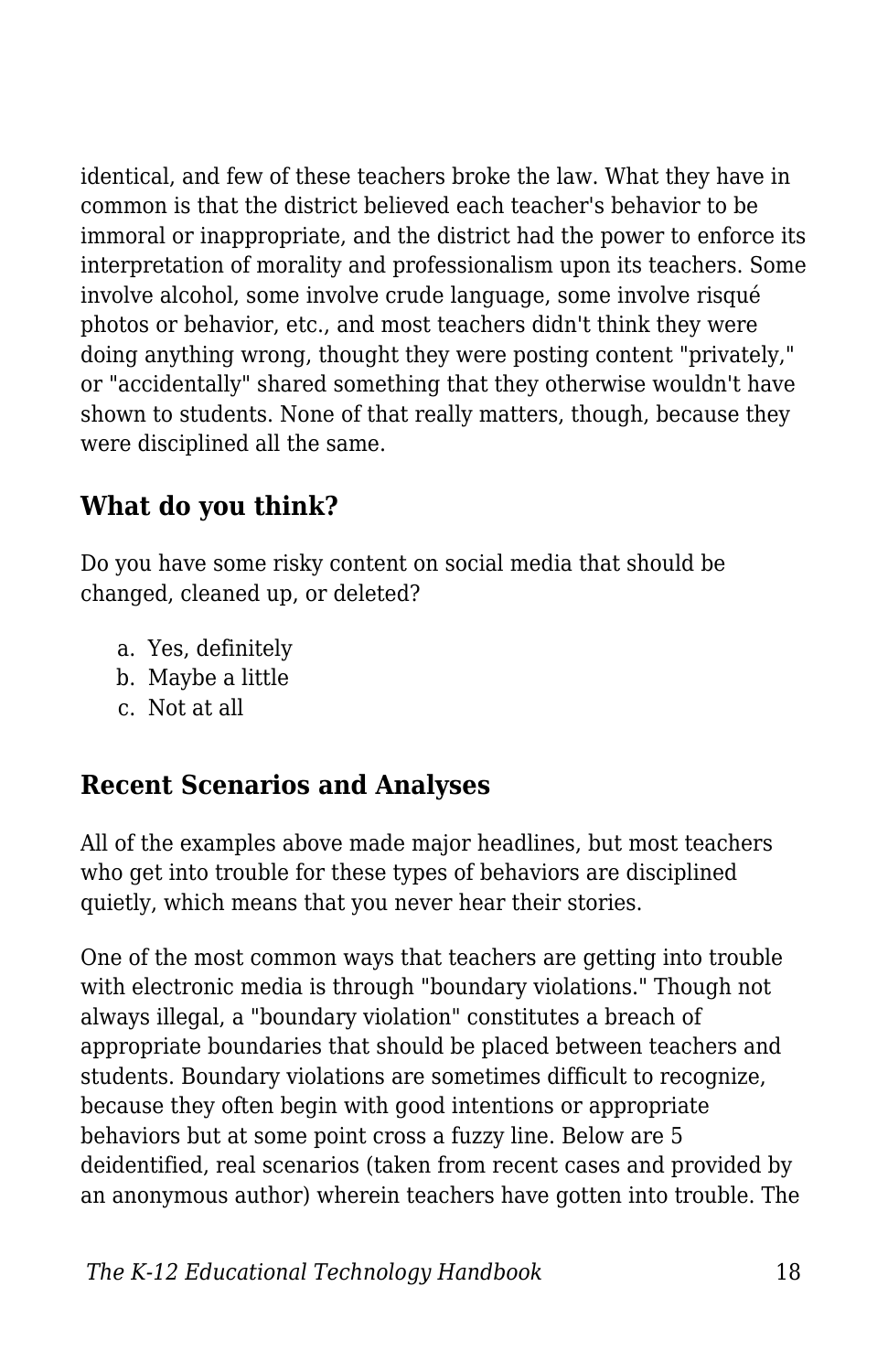identical, and few of these teachers broke the law. What they have in common is that the district believed each teacher's behavior to be immoral or inappropriate, and the district had the power to enforce its interpretation of morality and professionalism upon its teachers. Some involve alcohol, some involve crude language, some involve risqué photos or behavior, etc., and most teachers didn't think they were doing anything wrong, thought they were posting content "privately," or "accidentally" shared something that they otherwise wouldn't have shown to students. None of that really matters, though, because they were disciplined all the same.

## What do you think?

Do you have some risky content on social media that should be changed, cleaned up, or deleted?

a. Yes, definitely
b. Maybe a little
c. Not at all

## Recent Scenarios and Analyses

All of the examples above made major headlines, but most teachers who get into trouble for these types of behaviors are disciplined quietly, which means that you never hear their stories.

One of the most common ways that teachers are getting into trouble with electronic media is through "boundary violations." Though not always illegal, a "boundary violation" constitutes a breach of appropriate boundaries that should be placed between teachers and students. Boundary violations are sometimes difficult to recognize, because they often begin with good intentions or appropriate behaviors but at some point cross a fuzzy line. Below are 5 deidentified, real scenarios (taken from recent cases and provided by an anonymous author) wherein teachers have gotten into trouble. The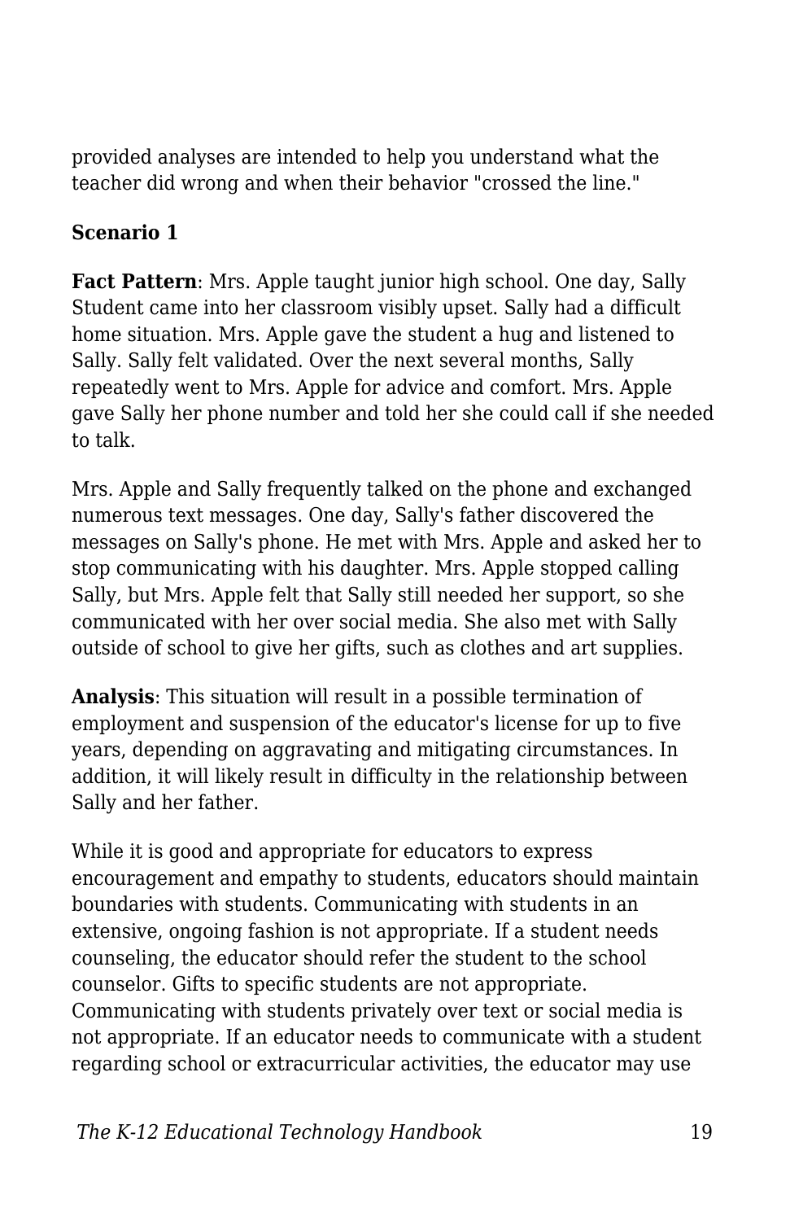provided analyses are intended to help you understand what the teacher did wrong and when their behavior "crossed the line."

**Scenario 1**

**Fact Pattern**: Mrs. Apple taught junior high school. One day, Sally Student came into her classroom visibly upset. Sally had a difficult home situation. Mrs. Apple gave the student a hug and listened to Sally. Sally felt validated. Over the next several months, Sally repeatedly went to Mrs. Apple for advice and comfort. Mrs. Apple gave Sally her phone number and told her she could call if she needed to talk.

Mrs. Apple and Sally frequently talked on the phone and exchanged numerous text messages. One day, Sally's father discovered the messages on Sally's phone. He met with Mrs. Apple and asked her to stop communicating with his daughter. Mrs. Apple stopped calling Sally, but Mrs. Apple felt that Sally still needed her support, so she communicated with her over social media. She also met with Sally outside of school to give her gifts, such as clothes and art supplies.

**Analysis**: This situation will result in a possible termination of employment and suspension of the educator's license for up to five years, depending on aggravating and mitigating circumstances. In addition, it will likely result in difficulty in the relationship between Sally and her father.

While it is good and appropriate for educators to express encouragement and empathy to students, educators should maintain boundaries with students. Communicating with students in an extensive, ongoing fashion is not appropriate. If a student needs counseling, the educator should refer the student to the school counselor. Gifts to specific students are not appropriate. Communicating with students privately over text or social media is not appropriate. If an educator needs to communicate with a student regarding school or extracurricular activities, the educator may use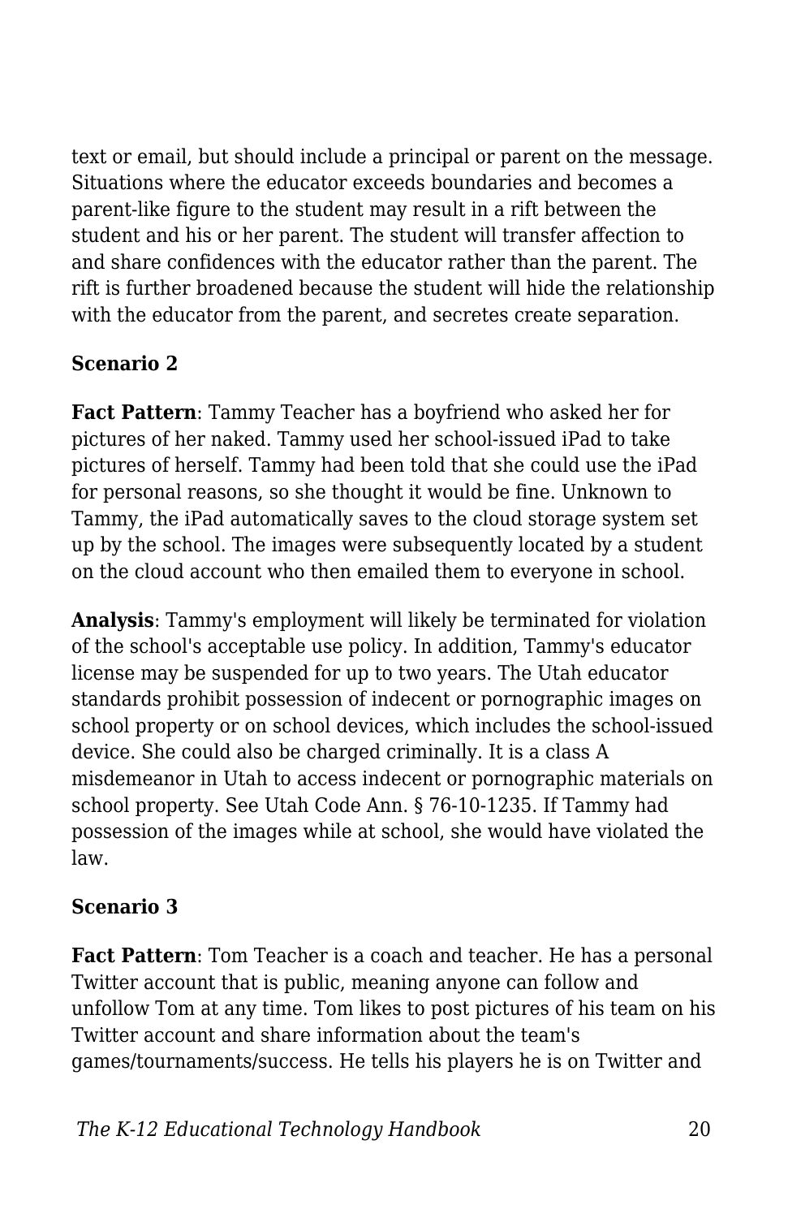text or email, but should include a principal or parent on the message. Situations where the educator exceeds boundaries and becomes a parent-like figure to the student may result in a rift between the student and his or her parent. The student will transfer affection to and share confidences with the educator rather than the parent. The rift is further broadened because the student will hide the relationship with the educator from the parent, and secretes create separation.

**Scenario 2**

**Fact Pattern**: Tammy Teacher has a boyfriend who asked her for pictures of her naked. Tammy used her school-issued iPad to take pictures of herself. Tammy had been told that she could use the iPad for personal reasons, so she thought it would be fine. Unknown to Tammy, the iPad automatically saves to the cloud storage system set up by the school. The images were subsequently located by a student on the cloud account who then emailed them to everyone in school.

**Analysis**: Tammy's employment will likely be terminated for violation of the school's acceptable use policy. In addition, Tammy's educator license may be suspended for up to two years. The Utah educator standards prohibit possession of indecent or pornographic images on school property or on school devices, which includes the school-issued device. She could also be charged criminally. It is a class A misdemeanor in Utah to access indecent or pornographic materials on school property. See Utah Code Ann. § 76-10-1235. If Tammy had possession of the images while at school, she would have violated the law.

**Scenario 3**

**Fact Pattern**: Tom Teacher is a coach and teacher. He has a personal Twitter account that is public, meaning anyone can follow and unfollow Tom at any time. Tom likes to post pictures of his team on his Twitter account and share information about the team's games/tournaments/success. He tells his players he is on Twitter and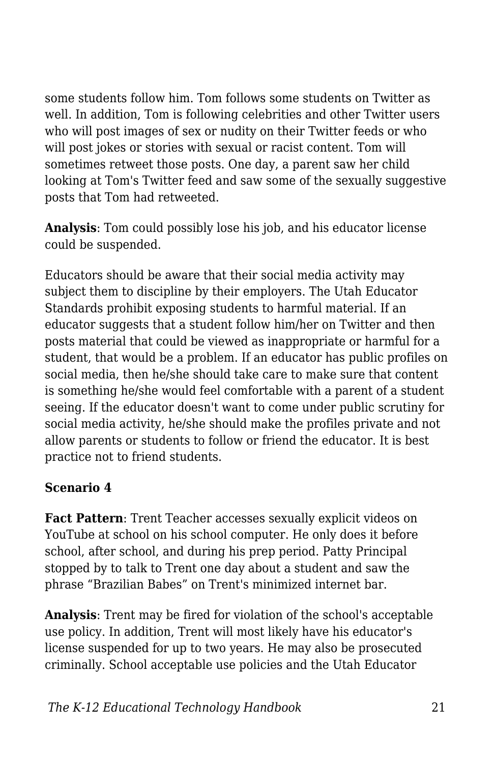some students follow him. Tom follows some students on Twitter as well. In addition, Tom is following celebrities and other Twitter users who will post images of sex or nudity on their Twitter feeds or who will post jokes or stories with sexual or racist content. Tom will sometimes retweet those posts. One day, a parent saw her child looking at Tom's Twitter feed and saw some of the sexually suggestive posts that Tom had retweeted.

**Analysis**: Tom could possibly lose his job, and his educator license could be suspended.

Educators should be aware that their social media activity may subject them to discipline by their employers. The Utah Educator Standards prohibit exposing students to harmful material. If an educator suggests that a student follow him/her on Twitter and then posts material that could be viewed as inappropriate or harmful for a student, that would be a problem. If an educator has public profiles on social media, then he/she should take care to make sure that content is something he/she would feel comfortable with a parent of a student seeing. If the educator doesn't want to come under public scrutiny for social media activity, he/she should make the profiles private and not allow parents or students to follow or friend the educator. It is best practice not to friend students.

**Scenario 4**

**Fact Pattern**: Trent Teacher accesses sexually explicit videos on YouTube at school on his school computer. He only does it before school, after school, and during his prep period. Patty Principal stopped by to talk to Trent one day about a student and saw the phrase "Brazilian Babes" on Trent's minimized internet bar.

**Analysis**: Trent may be fired for violation of the school's acceptable use policy. In addition, Trent will most likely have his educator's license suspended for up to two years. He may also be prosecuted criminally. School acceptable use policies and the Utah Educator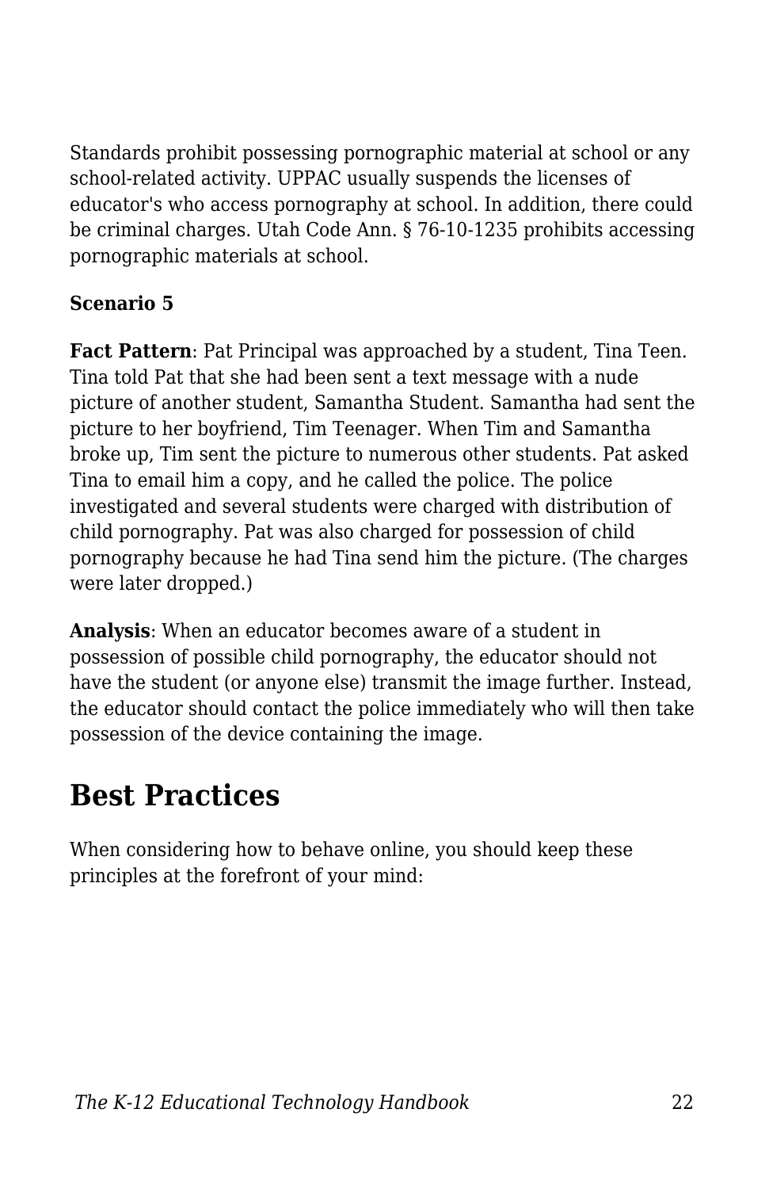Standards prohibit possessing pornographic material at school or any school-related activity. UPPAC usually suspends the licenses of educator's who access pornography at school. In addition, there could be criminal charges. Utah Code Ann. § 76-10-1235 prohibits accessing pornographic materials at school.

**Scenario 5**

**Fact Pattern**: Pat Principal was approached by a student, Tina Teen. Tina told Pat that she had been sent a text message with a nude picture of another student, Samantha Student. Samantha had sent the picture to her boyfriend, Tim Teenager. When Tim and Samantha broke up, Tim sent the picture to numerous other students. Pat asked Tina to email him a copy, and he called the police. The police investigated and several students were charged with distribution of child pornography. Pat was also charged for possession of child pornography because he had Tina send him the picture. (The charges were later dropped.)

**Analysis**: When an educator becomes aware of a student in possession of possible child pornography, the educator should not have the student (or anyone else) transmit the image further. Instead, the educator should contact the police immediately who will then take possession of the device containing the image.

## Best Practices

When considering how to behave online, you should keep these principles at the forefront of your mind: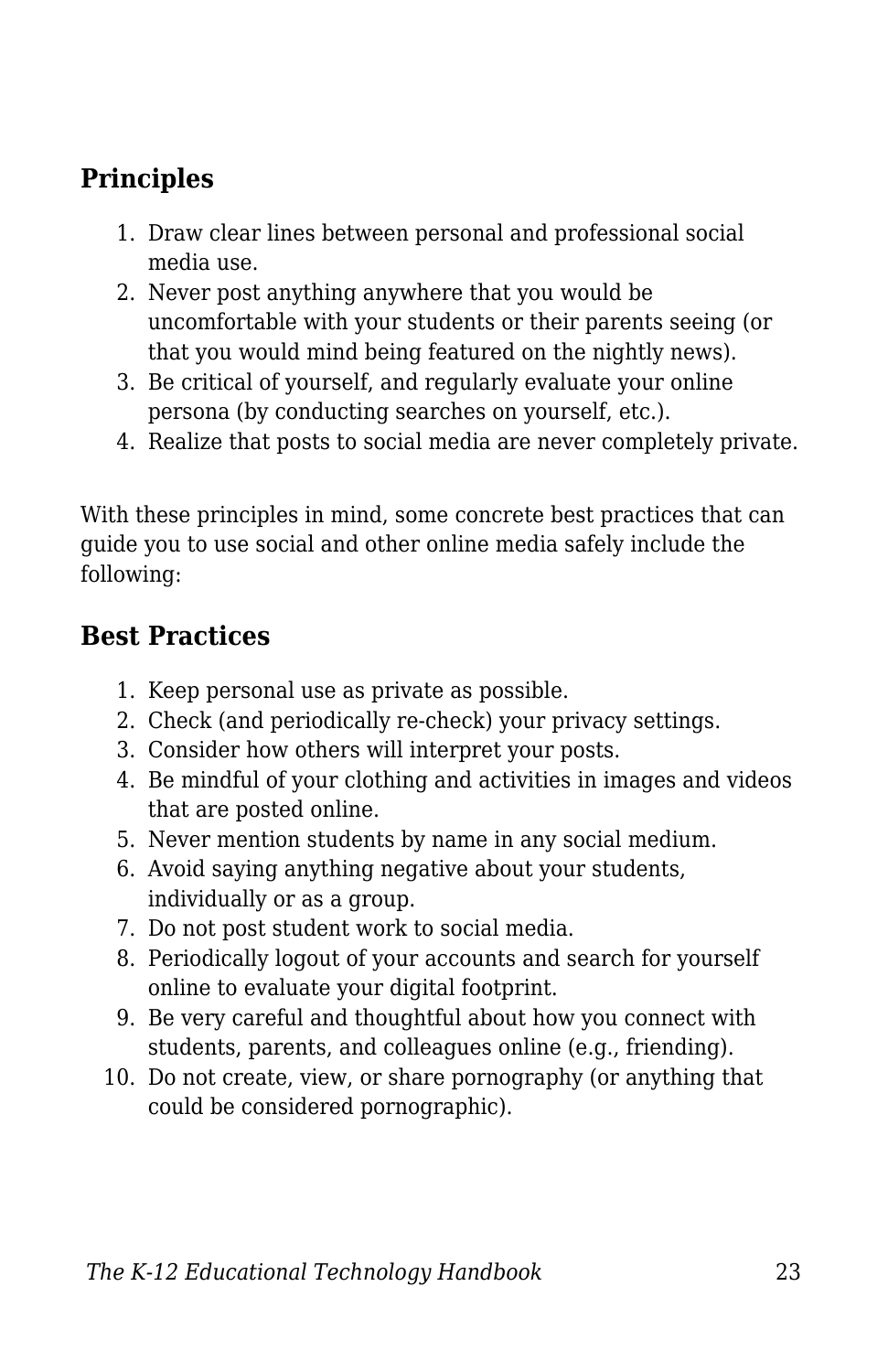## Principles

1. Draw clear lines between personal and professional social media use.
2. Never post anything anywhere that you would be uncomfortable with your students or their parents seeing (or that you would mind being featured on the nightly news).
3. Be critical of yourself, and regularly evaluate your online persona (by conducting searches on yourself, etc.).
4. Realize that posts to social media are never completely private.

With these principles in mind, some concrete best practices that can guide you to use social and other online media safely include the following:

## Best Practices

1. Keep personal use as private as possible.
2. Check (and periodically re-check) your privacy settings.
3. Consider how others will interpret your posts.
4. Be mindful of your clothing and activities in images and videos that are posted online.
5. Never mention students by name in any social medium.
6. Avoid saying anything negative about your students, individually or as a group.
7. Do not post student work to social media.
8. Periodically logout of your accounts and search for yourself online to evaluate your digital footprint.
9. Be very careful and thoughtful about how you connect with students, parents, and colleagues online (e.g., friending).
10. Do not create, view, or share pornography (or anything that could be considered pornographic).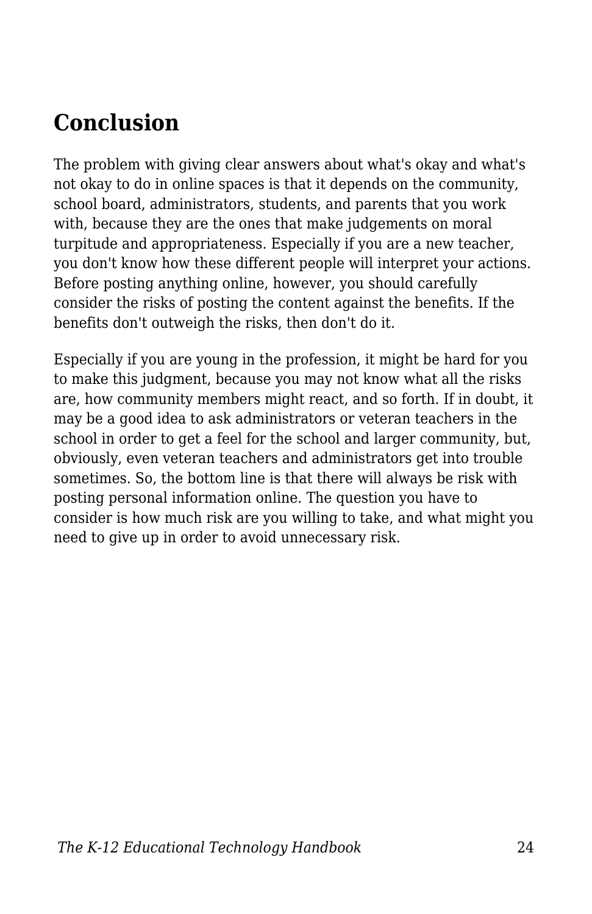## Conclusion

The problem with giving clear answers about what's okay and what's not okay to do in online spaces is that it depends on the community, school board, administrators, students, and parents that you work with, because they are the ones that make judgements on moral turpitude and appropriateness. Especially if you are a new teacher, you don't know how these different people will interpret your actions. Before posting anything online, however, you should carefully consider the risks of posting the content against the benefits. If the benefits don't outweigh the risks, then don't do it.

Especially if you are young in the profession, it might be hard for you to make this judgment, because you may not know what all the risks are, how community members might react, and so forth. If in doubt, it may be a good idea to ask administrators or veteran teachers in the school in order to get a feel for the school and larger community, but, obviously, even veteran teachers and administrators get into trouble sometimes. So, the bottom line is that there will always be risk with posting personal information online. The question you have to consider is how much risk are you willing to take, and what might you need to give up in order to avoid unnecessary risk.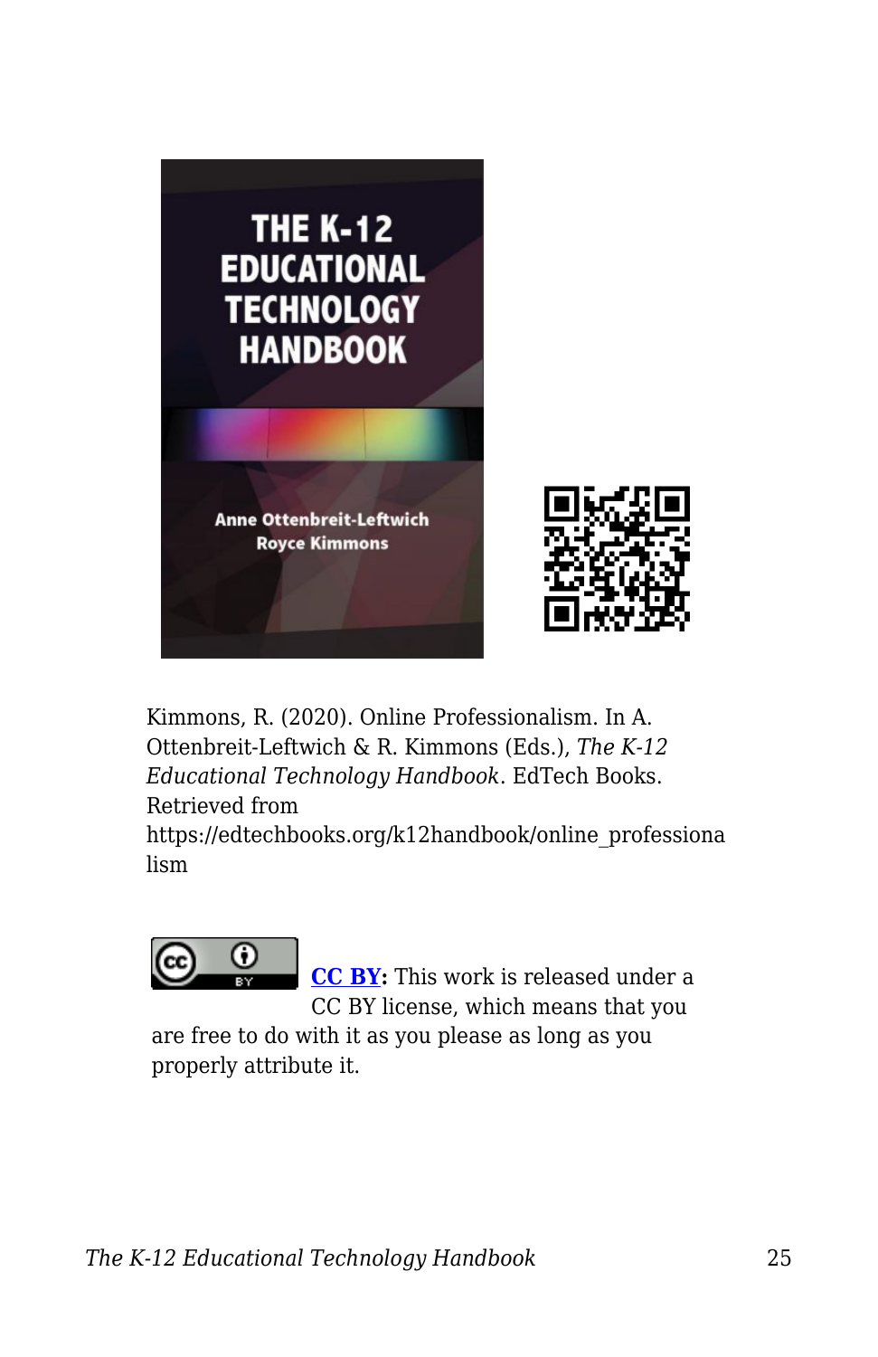Kimmons, R. (2020). Online Professionalism. In A. Ottenbreit-Leftwich & R. Kimmons (Eds.), *The K-12 Educational Technology Handbook*. EdTech Books. Retrieved from https://edtechbooks.org/k12handbook/online_professionalism

**CC BY:** This work is released under a CC BY license, which means that you are free to do with it as you please as long as you properly attribute it.